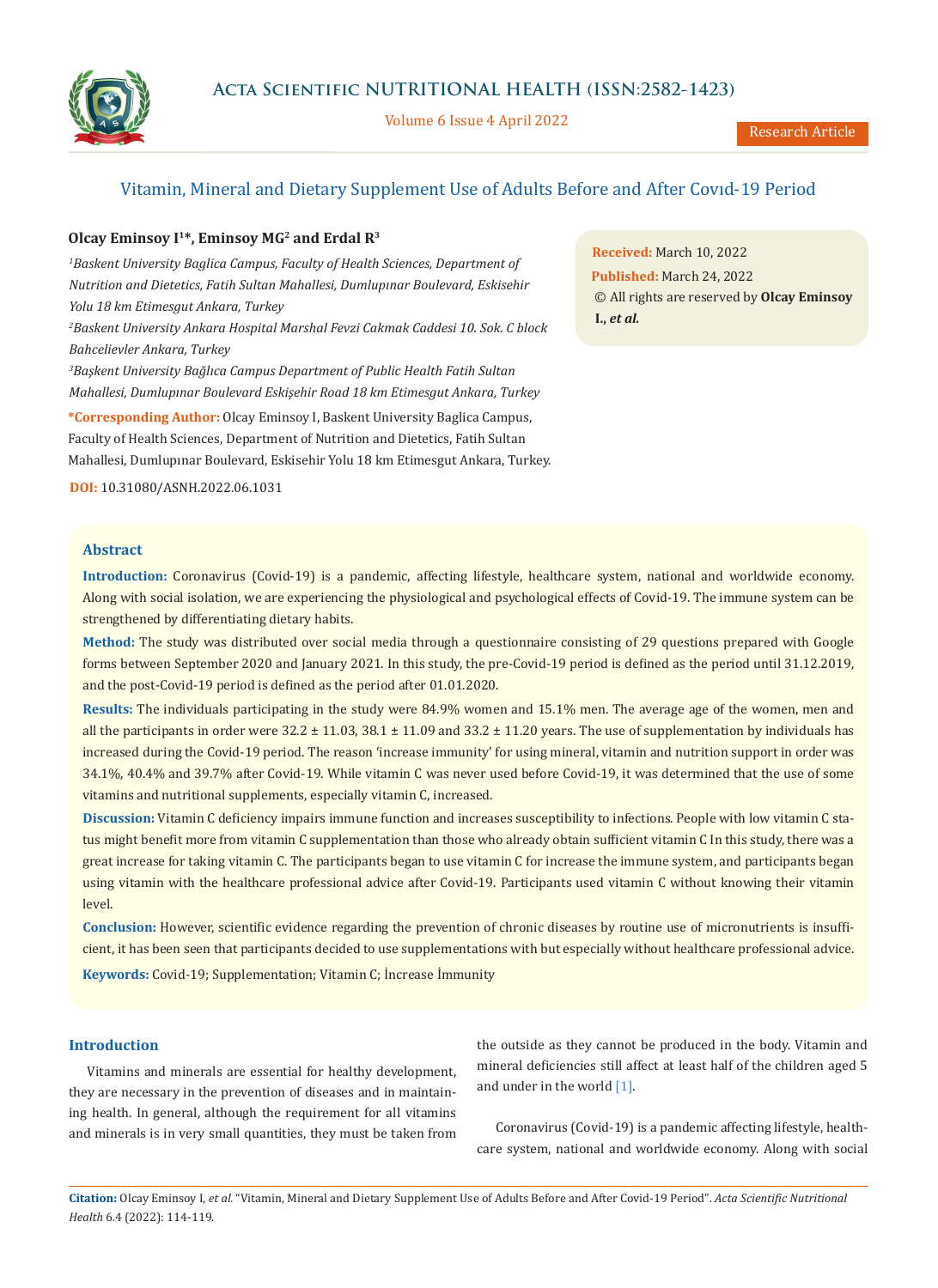# Vitamin, Mineral and Dietary Supplement Use of Adults Before and After Covıd-19 Period

**Olcay Eminsoy I[1]*, Eminsoy MG[2] and Erdal R[3]**

[1]*Baskent University Baglica Campus, Faculty of Health Sciences, Department of Nutrition and Dietetics, Fatih Sultan Mahallesi, Dumlupınar Boulevard, Eskisehir Yolu 18 km Etimesgut Ankara, Turkey*

[2]*Baskent University Ankara Hospital Marshal Fevzi Cakmak Caddesi 10. Sok. C block Bahcelievler Ankara, Turkey*

[3]*Başkent University Bağlıca Campus Department of Public Health Fatih Sultan Mahallesi, Dumlupınar Boulevard Eskişehir Road 18 km Etimesgut Ankara, Turkey*

***Corresponding Author:** Olcay Eminsoy I, Baskent University Baglica Campus, Faculty of Health Sciences, Department of Nutrition and Dietetics, Fatih Sultan Mahallesi, Dumlupınar Boulevard, Eskisehir Yolu 18 km Etimesgut Ankara, Turkey.

**DOI:** 10.31080/ASNH.2022.06.1031

**Received:** March 10, 2022
**Published:** March 24, 2022
© All rights are reserved by **Olcay Eminsoy I., *et al.***

## Abstract

**Introduction:** Coronavirus (Covid-19) is a pandemic, affecting lifestyle, healthcare system, national and worldwide economy. Along with social isolation, we are experiencing the physiological and psychological effects of Covid-19. The immune system can be strengthened by differentiating dietary habits.

**Method:** The study was distributed over social media through a questionnaire consisting of 29 questions prepared with Google forms between September 2020 and January 2021. In this study, the pre-Covid-19 period is defined as the period until 31.12.2019, and the post-Covid-19 period is defined as the period after 01.01.2020.

**Results:** The individuals participating in the study were 84.9% women and 15.1% men. The average age of the women, men and all the participants in order were 32.2 ± 11.03, 38.1 ± 11.09 and 33.2 ± 11.20 years. The use of supplementation by individuals has increased during the Covid-19 period. The reason 'increase immunity' for using mineral, vitamin and nutrition support in order was 34.1%, 40.4% and 39.7% after Covid-19. While vitamin C was never used before Covid-19, it was determined that the use of some vitamins and nutritional supplements, especially vitamin C, increased.

**Discussion:** Vitamin C deficiency impairs immune function and increases susceptibility to infections. People with low vitamin C status might benefit more from vitamin C supplementation than those who already obtain sufficient vitamin C In this study, there was a great increase for taking vitamin C. The participants began to use vitamin C for increase the immune system, and participants began using vitamin with the healthcare professional advice after Covid-19. Participants used vitamin C without knowing their vitamin level.

**Conclusion:** However, scientific evidence regarding the prevention of chronic diseases by routine use of micronutrients is insufficient, it has been seen that participants decided to use supplementations with but especially without healthcare professional advice.

**Keywords:** Covid-19; Supplementation; Vitamin C; İncrease İmmunity

## Introduction

Vitamins and minerals are essential for healthy development, they are necessary in the prevention of diseases and in maintaining health. In general, although the requirement for all vitamins and minerals is in very small quantities, they must be taken from the outside as they cannot be produced in the body. Vitamin and mineral deficiencies still affect at least half of the children aged 5 and under in the world [1].

Coronavirus (Covid-19) is a pandemic affecting lifestyle, healthcare system, national and worldwide economy. Along with social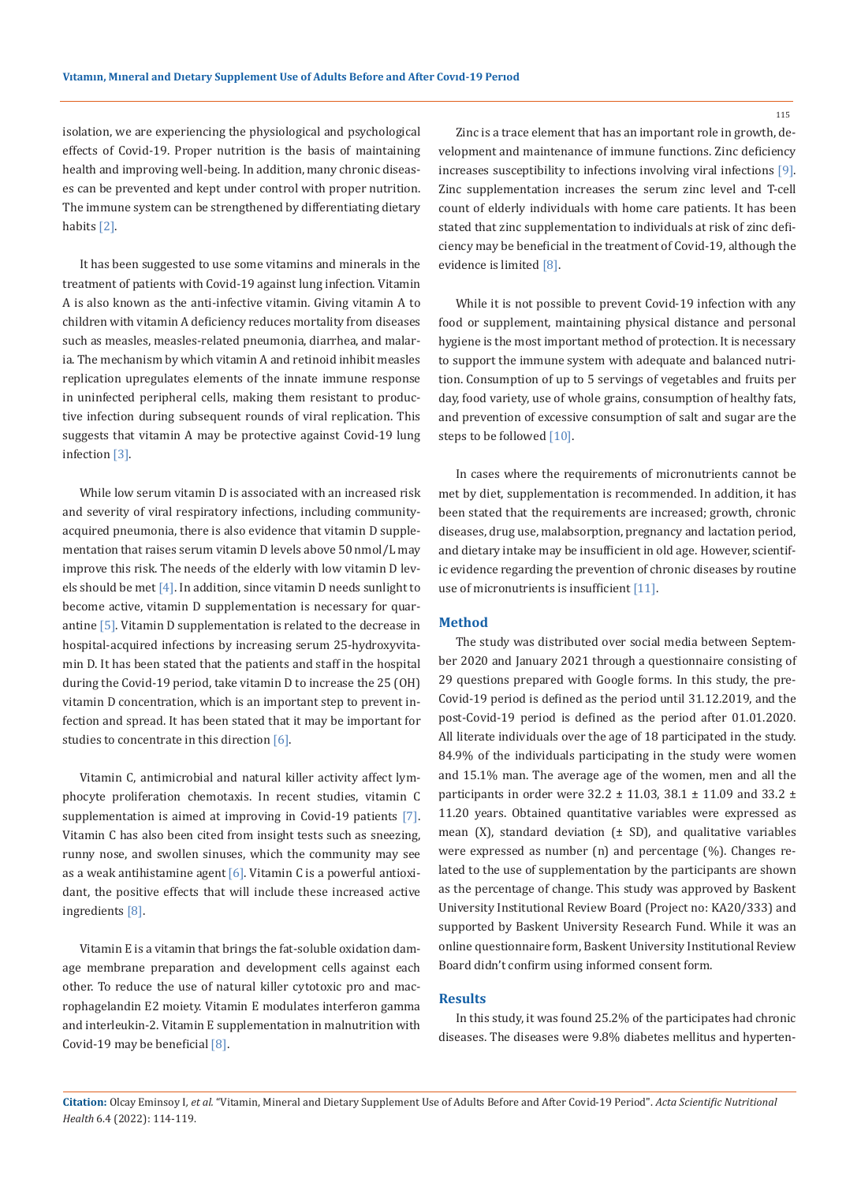isolation, we are experiencing the physiological and psychological effects of Covid-19. Proper nutrition is the basis of maintaining health and improving well-being. In addition, many chronic diseases can be prevented and kept under control with proper nutrition. The immune system can be strengthened by differentiating dietary habits [2].

It has been suggested to use some vitamins and minerals in the treatment of patients with Covid-19 against lung infection. Vitamin A is also known as the anti-infective vitamin. Giving vitamin A to children with vitamin A deficiency reduces mortality from diseases such as measles, measles-related pneumonia, diarrhea, and malaria. The mechanism by which vitamin A and retinoid inhibit measles replication upregulates elements of the innate immune response in uninfected peripheral cells, making them resistant to productive infection during subsequent rounds of viral replication. This suggests that vitamin A may be protective against Covid-19 lung infection [3].

While low serum vitamin D is associated with an increased risk and severity of viral respiratory infections, including community-acquired pneumonia, there is also evidence that vitamin D supplementation that raises serum vitamin D levels above 50 nmol/L may improve this risk. The needs of the elderly with low vitamin D levels should be met [4]. In addition, since vitamin D needs sunlight to become active, vitamin D supplementation is necessary for quarantine [5]. Vitamin D supplementation is related to the decrease in hospital-acquired infections by increasing serum 25-hydroxyvitamin D. It has been stated that the patients and staff in the hospital during the Covid-19 period, take vitamin D to increase the 25 (OH) vitamin D concentration, which is an important step to prevent infection and spread. It has been stated that it may be important for studies to concentrate in this direction [6].

Vitamin C, antimicrobial and natural killer activity affect lymphocyte proliferation chemotaxis. In recent studies, vitamin C supplementation is aimed at improving in Covid-19 patients [7]. Vitamin C has also been cited from insight tests such as sneezing, runny nose, and swollen sinuses, which the community may see as a weak antihistamine agent [6]. Vitamin C is a powerful antioxidant, the positive effects that will include these increased active ingredients [8].

Vitamin E is a vitamin that brings the fat-soluble oxidation damage membrane preparation and development cells against each other. To reduce the use of natural killer cytotoxic pro and macrophagelandin E2 moiety. Vitamin E modulates interferon gamma and interleukin-2. Vitamin E supplementation in malnutrition with Covid-19 may be beneficial [8].

Zinc is a trace element that has an important role in growth, development and maintenance of immune functions. Zinc deficiency increases susceptibility to infections involving viral infections [9]. Zinc supplementation increases the serum zinc level and T-cell count of elderly individuals with home care patients. It has been stated that zinc supplementation to individuals at risk of zinc deficiency may be beneficial in the treatment of Covid-19, although the evidence is limited [8].

While it is not possible to prevent Covid-19 infection with any food or supplement, maintaining physical distance and personal hygiene is the most important method of protection. It is necessary to support the immune system with adequate and balanced nutrition. Consumption of up to 5 servings of vegetables and fruits per day, food variety, use of whole grains, consumption of healthy fats, and prevention of excessive consumption of salt and sugar are the steps to be followed [10].

In cases where the requirements of micronutrients cannot be met by diet, supplementation is recommended. In addition, it has been stated that the requirements are increased; growth, chronic diseases, drug use, malabsorption, pregnancy and lactation period, and dietary intake may be insufficient in old age. However, scientific evidence regarding the prevention of chronic diseases by routine use of micronutrients is insufficient [11].

## Method

The study was distributed over social media between September 2020 and January 2021 through a questionnaire consisting of 29 questions prepared with Google forms. In this study, the pre-Covid-19 period is defined as the period until 31.12.2019, and the post-Covid-19 period is defined as the period after 01.01.2020. All literate individuals over the age of 18 participated in the study. 84.9% of the individuals participating in the study were women and 15.1% man. The average age of the women, men and all the participants in order were 32.2 ± 11.03, 38.1 ± 11.09 and 33.2 ± 11.20 years. Obtained quantitative variables were expressed as mean (X), standard deviation (± SD), and qualitative variables were expressed as number (n) and percentage (%). Changes related to the use of supplementation by the participants are shown as the percentage of change. This study was approved by Baskent University Institutional Review Board (Project no: KA20/333) and supported by Baskent University Research Fund. While it was an online questionnaire form, Baskent University Institutional Review Board didn't confirm using informed consent form.

## Results

In this study, it was found 25.2% of the participates had chronic diseases. The diseases were 9.8% diabetes mellitus and hyperten-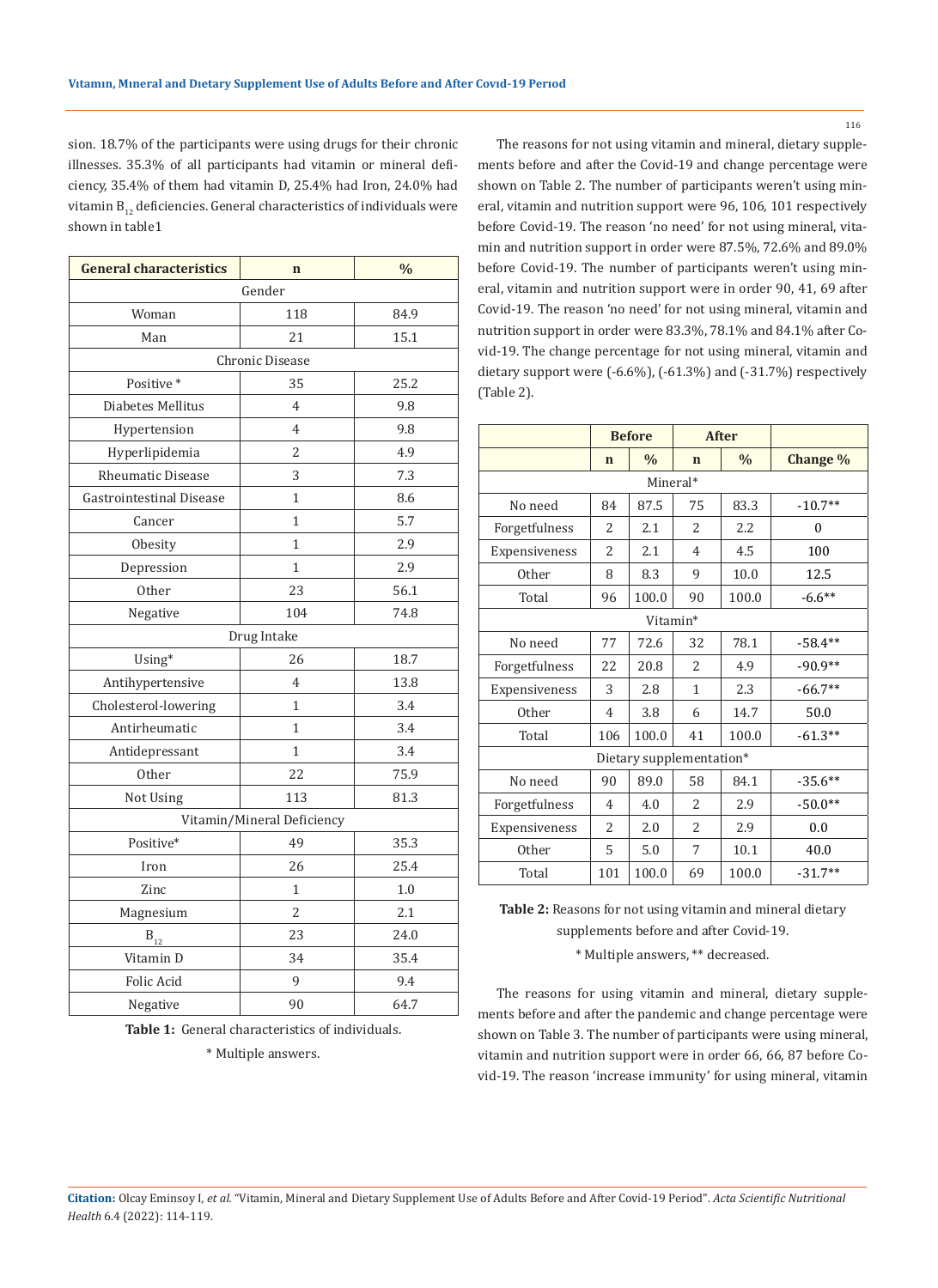sion. 18.7% of the participants were using drugs for their chronic illnesses. 35.3% of all participants had vitamin or mineral deficiency, 35.4% of them had vitamin D, 25.4% had Iron, 24.0% had vitamin $B_{12}$ deficiencies. General characteristics of individuals were shown in table1

| General characteristics | n | % |
|---|---|---|
| Gender | | |
| Woman | 118 | 84.9 |
| Man | 21 | 15.1 |
| Chronic Disease | | |
| Positive * | 35 | 25.2 |
| Diabetes Mellitus | 4 | 9.8 |
| Hypertension | 4 | 9.8 |
| Hyperlipidemia | 2 | 4.9 |
| Rheumatic Disease | 3 | 7.3 |
| Gastrointestinal Disease | 1 | 8.6 |
| Cancer | 1 | 5.7 |
| Obesity | 1 | 2.9 |
| Depression | 1 | 2.9 |
| Other | 23 | 56.1 |
| Negative | 104 | 74.8 |
| Drug Intake | | |
| Using* | 26 | 18.7 |
| Antihypertensive | 4 | 13.8 |
| Cholesterol-lowering | 1 | 3.4 |
| Antirheumatic | 1 | 3.4 |
| Antidepressant | 1 | 3.4 |
| Other | 22 | 75.9 |
| Not Using | 113 | 81.3 |
| Vitamin/Mineral Deficiency | | |
| Positive* | 49 | 35.3 |
| Iron | 26 | 25.4 |
| Zinc | 1 | 1.0 |
| Magnesium | 2 | 2.1 |
| $B_{12}$ | 23 | 24.0 |
| Vitamin D | 34 | 35.4 |
| Folic Acid | 9 | 9.4 |
| Negative | 90 | 64.7 |

**Table 1:** General characteristics of individuals.

\* Multiple answers.

The reasons for not using vitamin and mineral, dietary supplements before and after the Covid-19 and change percentage were shown on Table 2. The number of participants weren't using mineral, vitamin and nutrition support were 96, 106, 101 respectively before Covid-19. The reason 'no need' for not using mineral, vitamin and nutrition support in order were 87.5%, 72.6% and 89.0% before Covid-19. The number of participants weren't using mineral, vitamin and nutrition support were in order 90, 41, 69 after Covid-19. The reason 'no need' for not using mineral, vitamin and nutrition support in order were 83.3%, 78.1% and 84.1% after Covid-19. The change percentage for not using mineral, vitamin and dietary support were (-6.6%), (-61.3%) and (-31.7%) respectively (Table 2).

| | Before | | After | | |
|---|---|---|---|---|---|
| | n | % | n | % | Change % |
| Mineral* | | | | | |
| No need | 84 | 87.5 | 75 | 83.3 | -10.7** |
| Forgetfulness | 2 | 2.1 | 2 | 2.2 | 0 |
| Expensiveness | 2 | 2.1 | 4 | 4.5 | 100 |
| Other | 8 | 8.3 | 9 | 10.0 | 12.5 |
| Total | 96 | 100.0 | 90 | 100.0 | -6.6** |
| Vitamin* | | | | | |
| No need | 77 | 72.6 | 32 | 78.1 | -58.4** |
| Forgetfulness | 22 | 20.8 | 2 | 4.9 | -90.9** |
| Expensiveness | 3 | 2.8 | 1 | 2.3 | -66.7** |
| Other | 4 | 3.8 | 6 | 14.7 | 50.0 |
| Total | 106 | 100.0 | 41 | 100.0 | -61.3** |
| Dietary supplementation* | | | | | |
| No need | 90 | 89.0 | 58 | 84.1 | -35.6** |
| Forgetfulness | 4 | 4.0 | 2 | 2.9 | -50.0** |
| Expensiveness | 2 | 2.0 | 2 | 2.9 | 0.0 |
| Other | 5 | 5.0 | 7 | 10.1 | 40.0 |
| Total | 101 | 100.0 | 69 | 100.0 | -31.7** |

**Table 2:** Reasons for not using vitamin and mineral dietary supplements before and after Covid-19.

\* Multiple answers, ** decreased.

The reasons for using vitamin and mineral, dietary supplements before and after the pandemic and change percentage were shown on Table 3. The number of participants were using mineral, vitamin and nutrition support were in order 66, 66, 87 before Covid-19. The reason 'increase immunity' for using mineral, vitamin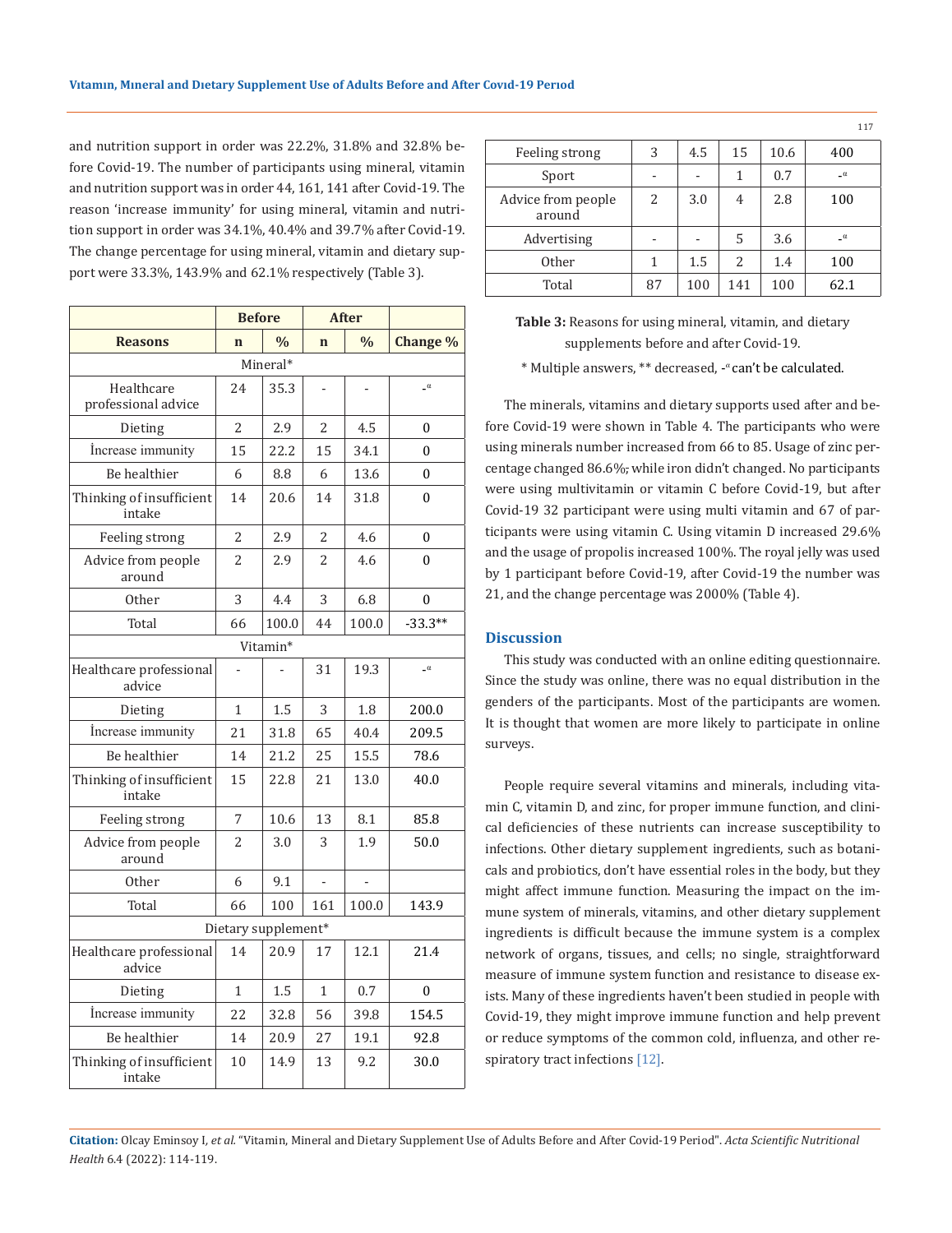and nutrition support in order was 22.2%, 31.8% and 32.8% before Covid-19. The number of participants using mineral, vitamin and nutrition support was in order 44, 161, 141 after Covid-19. The reason 'increase immunity' for using mineral, vitamin and nutrition support in order was 34.1%, 40.4% and 39.7% after Covid-19. The change percentage for using mineral, vitamin and dietary support were 33.3%, 143.9% and 62.1% respectively (Table 3).

| | Before | | After | | |
|---|---|---|---|---|---|
| **Reasons** | **n** | **%** | **n** | **%** | **Change %** |
| Mineral* | | | | | |
| Healthcare professional advice | 24 | 35.3 | - | - | -[a] |
| Dieting | 2 | 2.9 | 2 | 4.5 | 0 |
| İncrease immunity | 15 | 22.2 | 15 | 34.1 | 0 |
| Be healthier | 6 | 8.8 | 6 | 13.6 | 0 |
| Thinking of insufficient intake | 14 | 20.6 | 14 | 31.8 | 0 |
| Feeling strong | 2 | 2.9 | 2 | 4.6 | 0 |
| Advice from people around | 2 | 2.9 | 2 | 4.6 | 0 |
| Other | 3 | 4.4 | 3 | 6.8 | 0 |
| Total | 66 | 100.0 | 44 | 100.0 | -33.3** |
| Vitamin* | | | | | |
| Healthcare professional advice | - | - | 31 | 19.3 | -[a] |
| Dieting | 1 | 1.5 | 3 | 1.8 | 200.0 |
| İncrease immunity | 21 | 31.8 | 65 | 40.4 | 209.5 |
| Be healthier | 14 | 21.2 | 25 | 15.5 | 78.6 |
| Thinking of insufficient intake | 15 | 22.8 | 21 | 13.0 | 40.0 |
| Feeling strong | 7 | 10.6 | 13 | 8.1 | 85.8 |
| Advice from people around | 2 | 3.0 | 3 | 1.9 | 50.0 |
| Other | 6 | 9.1 | - | - | |
| Total | 66 | 100 | 161 | 100.0 | 143.9 |
| Dietary supplement* | | | | | |
| Healthcare professional advice | 14 | 20.9 | 17 | 12.1 | 21.4 |
| Dieting | 1 | 1.5 | 1 | 0.7 | 0 |
| İncrease immunity | 22 | 32.8 | 56 | 39.8 | 154.5 |
| Be healthier | 14 | 20.9 | 27 | 19.1 | 92.8 |
| Thinking of insufficient intake | 10 | 14.9 | 13 | 9.2 | 30.0 |
| Feeling strong | 3 | 4.5 | 15 | 10.6 | 400 |
| Sport | - | - | 1 | 0.7 | -[a] |
| Advice from people around | 2 | 3.0 | 4 | 2.8 | 100 |
| Advertising | - | - | 5 | 3.6 | -[a] |
| Other | 1 | 1.5 | 2 | 1.4 | 100 |
| Total | 87 | 100 | 141 | 100 | 62.1 |

**Table 3:** Reasons for using mineral, vitamin, and dietary supplements before and after Covid-19.

\* Multiple answers, ** decreased, -[a] can't be calculated.

The minerals, vitamins and dietary supports used after and before Covid-19 were shown in Table 4. The participants who were using minerals number increased from 66 to 85. Usage of zinc percentage changed 86.6%; while iron didn't changed. No participants were using multivitamin or vitamin C before Covid-19, but after Covid-19 32 participant were using multi vitamin and 67 of participants were using vitamin C. Using vitamin D increased 29.6% and the usage of propolis increased 100%. The royal jelly was used by 1 participant before Covid-19, after Covid-19 the number was 21, and the change percentage was 2000% (Table 4).

## Discussion

This study was conducted with an online editing questionnaire. Since the study was online, there was no equal distribution in the genders of the participants. Most of the participants are women. It is thought that women are more likely to participate in online surveys.

People require several vitamins and minerals, including vitamin C, vitamin D, and zinc, for proper immune function, and clinical deficiencies of these nutrients can increase susceptibility to infections. Other dietary supplement ingredients, such as botanicals and probiotics, don't have essential roles in the body, but they might affect immune function. Measuring the impact on the immune system of minerals, vitamins, and other dietary supplement ingredients is difficult because the immune system is a complex network of organs, tissues, and cells; no single, straightforward measure of immune system function and resistance to disease exists. Many of these ingredients haven't been studied in people with Covid-19, they might improve immune function and help prevent or reduce symptoms of the common cold, influenza, and other respiratory tract infections [12].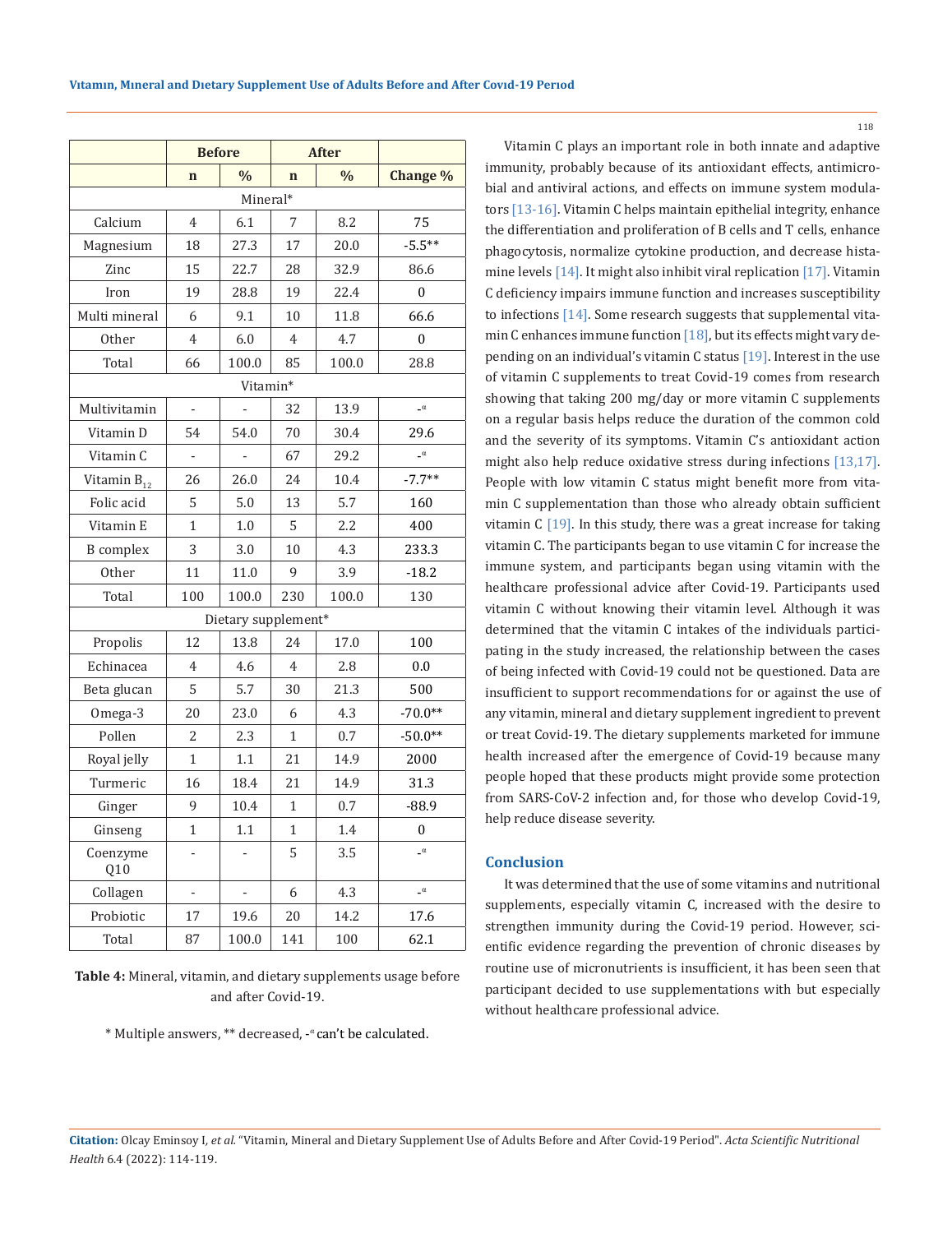| | Before | | After | | |
|---|---|---|---|---|---|
| | n | % | n | % | Change % |
| Mineral* | | | | | |
| Calcium | 4 | 6.1 | 7 | 8.2 | 75 |
| Magnesium | 18 | 27.3 | 17 | 20.0 | -5.5** |
| Zinc | 15 | 22.7 | 28 | 32.9 | 86.6 |
| Iron | 19 | 28.8 | 19 | 22.4 | 0 |
| Multi mineral | 6 | 9.1 | 10 | 11.8 | 66.6 |
| Other | 4 | 6.0 | 4 | 4.7 | 0 |
| Total | 66 | 100.0 | 85 | 100.0 | 28.8 |
| Vitamin* | | | | | |
| Multivitamin | - | - | 32 | 13.9 | -[α] |
| Vitamin D | 54 | 54.0 | 70 | 30.4 | 29.6 |
| Vitamin C | - | - | 67 | 29.2 | -[α] |
| Vitamin $B_{12}$ | 26 | 26.0 | 24 | 10.4 | -7.7** |
| Folic acid | 5 | 5.0 | 13 | 5.7 | 160 |
| Vitamin E | 1 | 1.0 | 5 | 2.2 | 400 |
| B complex | 3 | 3.0 | 10 | 4.3 | 233.3 |
| Other | 11 | 11.0 | 9 | 3.9 | -18.2 |
| Total | 100 | 100.0 | 230 | 100.0 | 130 |
| Dietary supplement* | | | | | |
| Propolis | 12 | 13.8 | 24 | 17.0 | 100 |
| Echinacea | 4 | 4.6 | 4 | 2.8 | 0.0 |
| Beta glucan | 5 | 5.7 | 30 | 21.3 | 500 |
| Omega-3 | 20 | 23.0 | 6 | 4.3 | -70.0** |
| Pollen | 2 | 2.3 | 1 | 0.7 | -50.0** |
| Royal jelly | 1 | 1.1 | 21 | 14.9 | 2000 |
| Turmeric | 16 | 18.4 | 21 | 14.9 | 31.3 |
| Ginger | 9 | 10.4 | 1 | 0.7 | -88.9 |
| Ginseng | 1 | 1.1 | 1 | 1.4 | 0 |
| Coenzyme Q10 | - | - | 5 | 3.5 | -[α] |
| Collagen | - | - | 6 | 4.3 | -[α] |
| Probiotic | 17 | 19.6 | 20 | 14.2 | 17.6 |
| Total | 87 | 100.0 | 141 | 100 | 62.1 |

**Table 4:** Mineral, vitamin, and dietary supplements usage before and after Covid-19.

\* Multiple answers, ** decreased, -[α] can't be calculated.

Vitamin C plays an important role in both innate and adaptive immunity, probably because of its antioxidant effects, antimicrobial and antiviral actions, and effects on immune system modulators [13-16]. Vitamin C helps maintain epithelial integrity, enhance the differentiation and proliferation of B cells and T cells, enhance phagocytosis, normalize cytokine production, and decrease histamine levels [14]. It might also inhibit viral replication [17]. Vitamin C deficiency impairs immune function and increases susceptibility to infections [14]. Some research suggests that supplemental vitamin C enhances immune function [18], but its effects might vary depending on an individual's vitamin C status [19]. Interest in the use of vitamin C supplements to treat Covid-19 comes from research showing that taking 200 mg/day or more vitamin C supplements on a regular basis helps reduce the duration of the common cold and the severity of its symptoms. Vitamin C's antioxidant action might also help reduce oxidative stress during infections [13,17]. People with low vitamin C status might benefit more from vitamin C supplementation than those who already obtain sufficient vitamin C [19]. In this study, there was a great increase for taking vitamin C. The participants began to use vitamin C for increase the immune system, and participants began using vitamin with the healthcare professional advice after Covid-19. Participants used vitamin C without knowing their vitamin level. Although it was determined that the vitamin C intakes of the individuals participating in the study increased, the relationship between the cases of being infected with Covid-19 could not be questioned. Data are insufficient to support recommendations for or against the use of any vitamin, mineral and dietary supplement ingredient to prevent or treat Covid-19. The dietary supplements marketed for immune health increased after the emergence of Covid-19 because many people hoped that these products might provide some protection from SARS-CoV-2 infection and, for those who develop Covid-19, help reduce disease severity.

## Conclusion

It was determined that the use of some vitamins and nutritional supplements, especially vitamin C, increased with the desire to strengthen immunity during the Covid-19 period. However, scientific evidence regarding the prevention of chronic diseases by routine use of micronutrients is insufficient, it has been seen that participant decided to use supplementations with but especially without healthcare professional advice.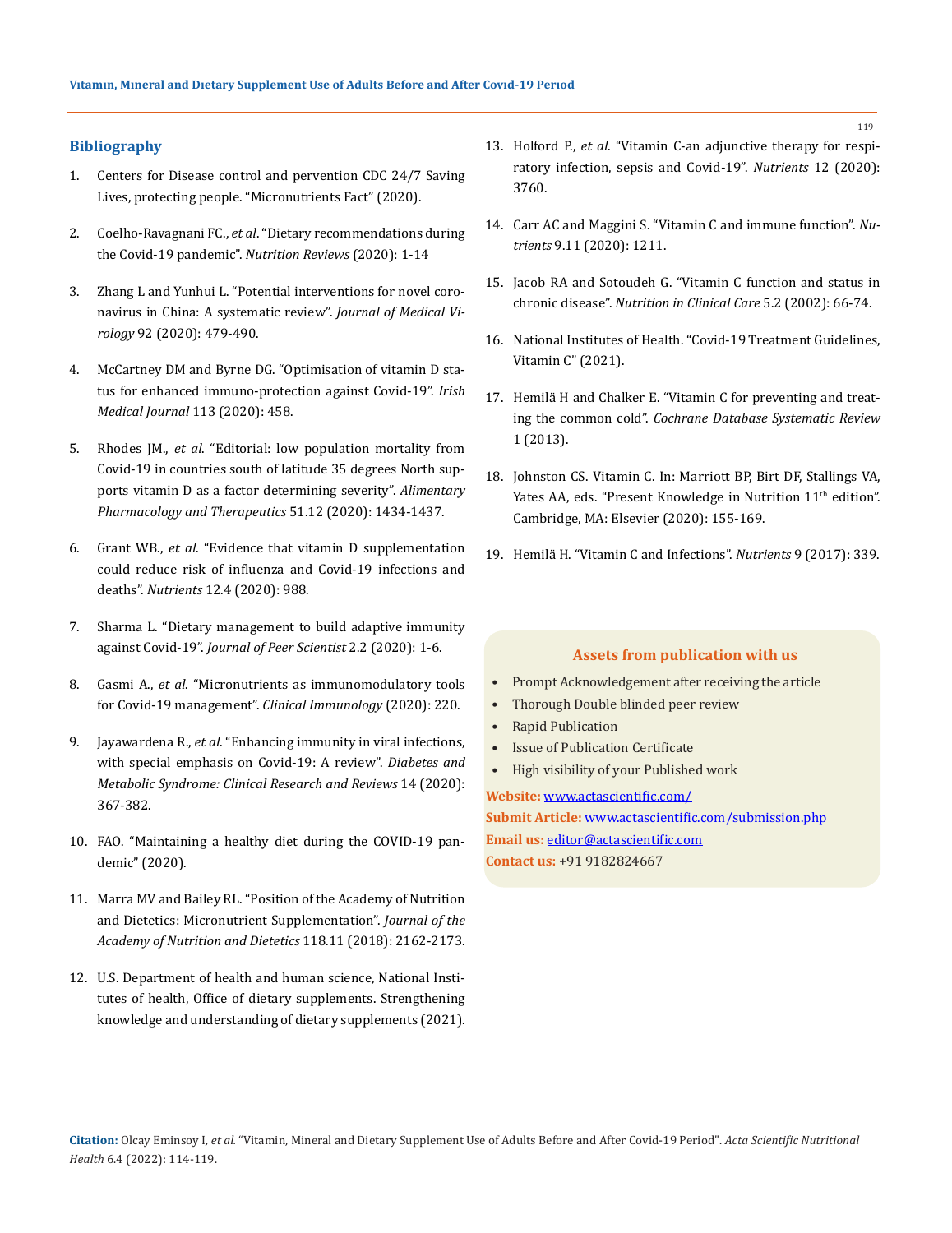## Bibliography

1. Centers for Disease control and pervention CDC 24/7 Saving Lives, protecting people. "Micronutrients Fact" (2020).
2. Coelho-Ravagnani FC., *et al*. "Dietary recommendations during the Covid-19 pandemic". *Nutrition Reviews* (2020): 1-14
3. Zhang L and Yunhui L. "Potential interventions for novel coronavirus in China: A systematic review". *Journal of Medical Virology* 92 (2020): 479-490.
4. McCartney DM and Byrne DG. "Optimisation of vitamin D status for enhanced immuno-protection against Covid-19". *Irish Medical Journal* 113 (2020): 458.
5. Rhodes JM., *et al*. "Editorial: low population mortality from Covid-19 in countries south of latitude 35 degrees North supports vitamin D as a factor determining severity". *Alimentary Pharmacology and Therapeutics* 51.12 (2020): 1434-1437.
6. Grant WB., *et al*. "Evidence that vitamin D supplementation could reduce risk of influenza and Covid-19 infections and deaths". *Nutrients* 12.4 (2020): 988.
7. Sharma L. "Dietary management to build adaptive immunity against Covid-19". *Journal of Peer Scientist* 2.2 (2020): 1-6.
8. Gasmi A., *et al*. "Micronutrients as immunomodulatory tools for Covid-19 management". *Clinical Immunology* (2020): 220.
9. Jayawardena R., *et al*. "Enhancing immunity in viral infections, with special emphasis on Covid-19: A review". *Diabetes and Metabolic Syndrome: Clinical Research and Reviews* 14 (2020): 367-382.
10. FAO. "Maintaining a healthy diet during the COVID-19 pandemic" (2020).
11. Marra MV and Bailey RL. "Position of the Academy of Nutrition and Dietetics: Micronutrient Supplementation". *Journal of the Academy of Nutrition and Dietetics* 118.11 (2018): 2162-2173.
12. U.S. Department of health and human science, National Institutes of health, Office of dietary supplements. Strengthening knowledge and understanding of dietary supplements (2021).
13. Holford P., *et al*. "Vitamin C-an adjunctive therapy for respiratory infection, sepsis and Covid-19". *Nutrients* 12 (2020): 3760.
14. Carr AC and Maggini S. "Vitamin C and immune function". *Nutrients* 9.11 (2020): 1211.
15. Jacob RA and Sotoudeh G. "Vitamin C function and status in chronic disease". *Nutrition in Clinical Care* 5.2 (2002): 66-74.
16. National Institutes of Health. "Covid-19 Treatment Guidelines, Vitamin C" (2021).
17. Hemilä H and Chalker E. "Vitamin C for preventing and treating the common cold". *Cochrane Database Systematic Review* 1 (2013).
18. Johnston CS. Vitamin C. In: Marriott BP, Birt DF, Stallings VA, Yates AA, eds. "Present Knowledge in Nutrition 11th edition". Cambridge, MA: Elsevier (2020): 155-169.
19. Hemilä H. "Vitamin C and Infections". *Nutrients* 9 (2017): 339.

**Assets from publication with us**

- Prompt Acknowledgement after receiving the article
- Thorough Double blinded peer review
- Rapid Publication
- Issue of Publication Certificate
- High visibility of your Published work

**Website:** www.actascientific.com/
**Submit Article:** www.actascientific.com/submission.php
**Email us:** editor@actascientific.com
**Contact us:** +91 9182824667